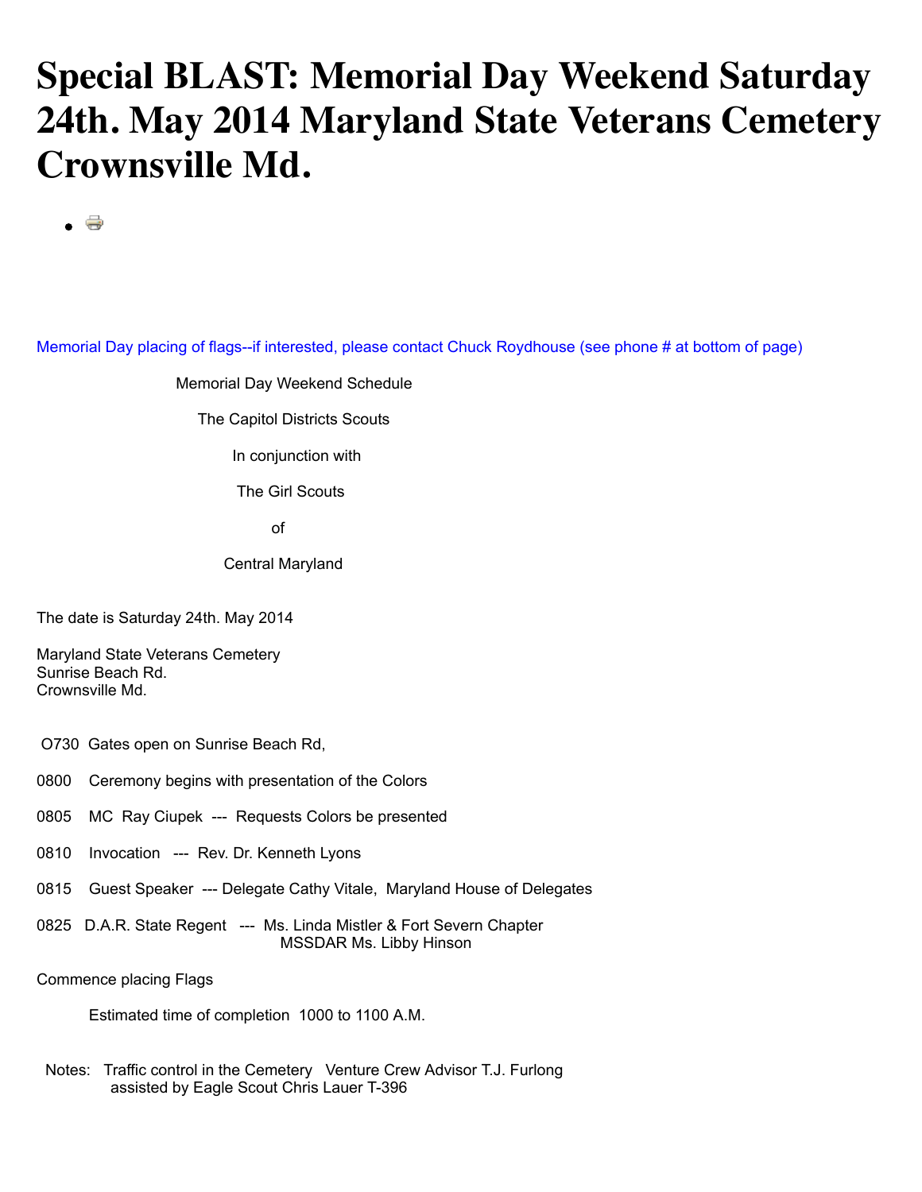# Special BLAST: Memorial Day Weekend Saturday 24th. May 2014 Maryland State Veterans Cemetery Crownsville Md.

Memorial Day placing of flags--if interested, please contact Chuck Roydhouse (see phone # at bottom of page)

Memorial Day Weekend Schedule

The Capitol Districts Scouts

In conjunction with

The Girl Scouts

of

Central Maryland

The date is Saturday 24th. May 2014

Maryland State Veterans Cemetery
Sunrise Beach Rd.
Crownsville Md.

O730 Gates open on Sunrise Beach Rd,

0800 Ceremony begins with presentation of the Colors

0805 MC Ray Ciupek --- Requests Colors be presented

0810 Invocation --- Rev. Dr. Kenneth Lyons

0815 Guest Speaker --- Delegate Cathy Vitale, Maryland House of Delegates

0825 D.A.R. State Regent --- Ms. Linda Mistler & Fort Severn Chapter
MSSDAR Ms. Libby Hinson

Commence placing Flags

Estimated time of completion 1000 to 1100 A.M.

Notes: Traffic control in the Cemetery Venture Crew Advisor T.J. Furlong
assisted by Eagle Scout Chris Lauer T-396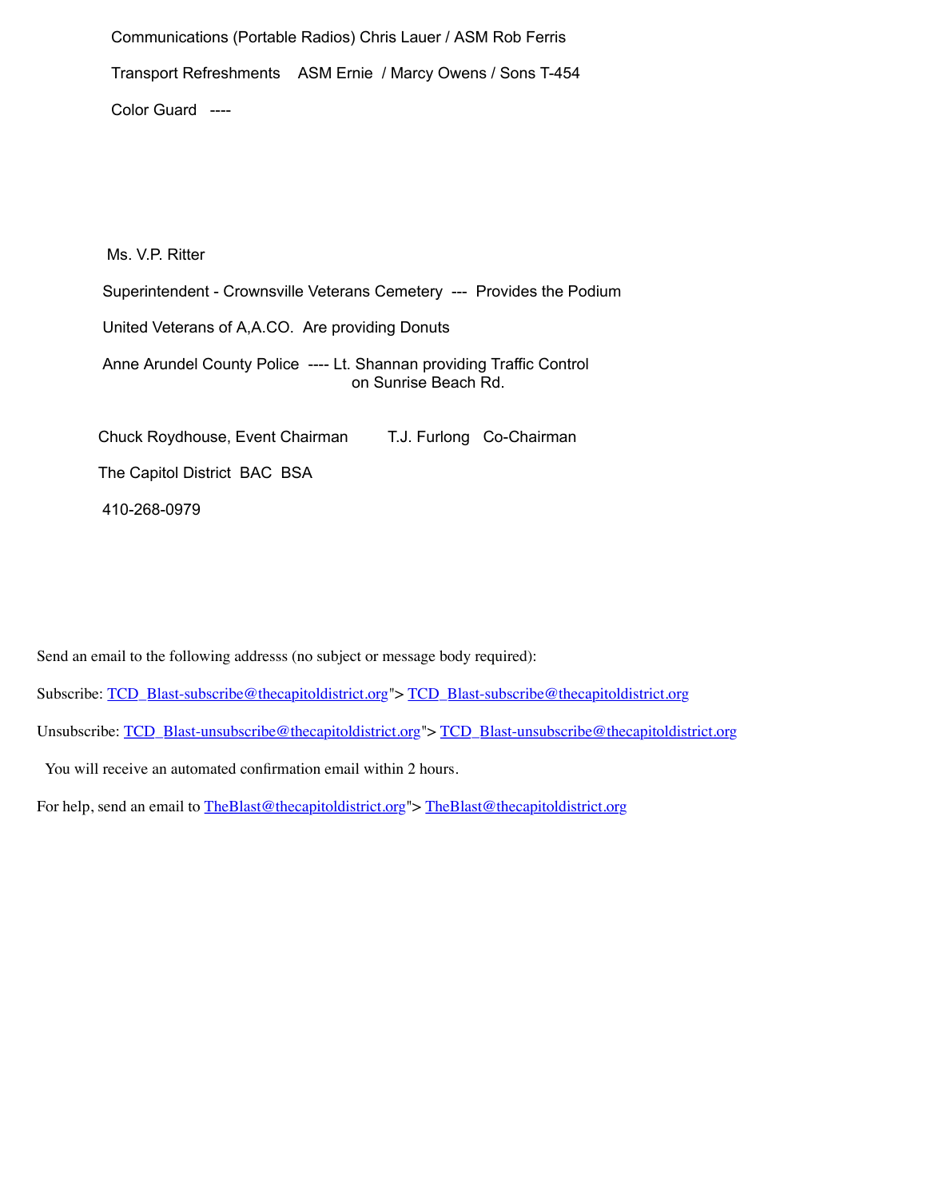Communications (Portable Radios) Chris Lauer / ASM Rob Ferris

Transport Refreshments ASM Ernie / Marcy Owens / Sons T-454

Color Guard ----

Ms. V.P. Ritter

Superintendent - Crownsville Veterans Cemetery --- Provides the Podium

United Veterans of A,A.CO. Are providing Donuts

Anne Arundel County Police ---- Lt. Shannan providing Traffic Control on Sunrise Beach Rd.

Chuck Roydhouse, Event Chairman T.J. Furlong Co-Chairman

The Capitol District BAC BSA

410-268-0979

Send an email to the following addresss (no subject or message body required):

Subscribe: TCD_Blast-subscribe@thecapitoldistrict.org"> TCD_Blast-subscribe@thecapitoldistrict.org

Unsubscribe: TCD_Blast-unsubscribe@thecapitoldistrict.org"> TCD_Blast-unsubscribe@thecapitoldistrict.org

You will receive an automated confirmation email within 2 hours.

For help, send an email to TheBlast@thecapitoldistrict.org"> TheBlast@thecapitoldistrict.org